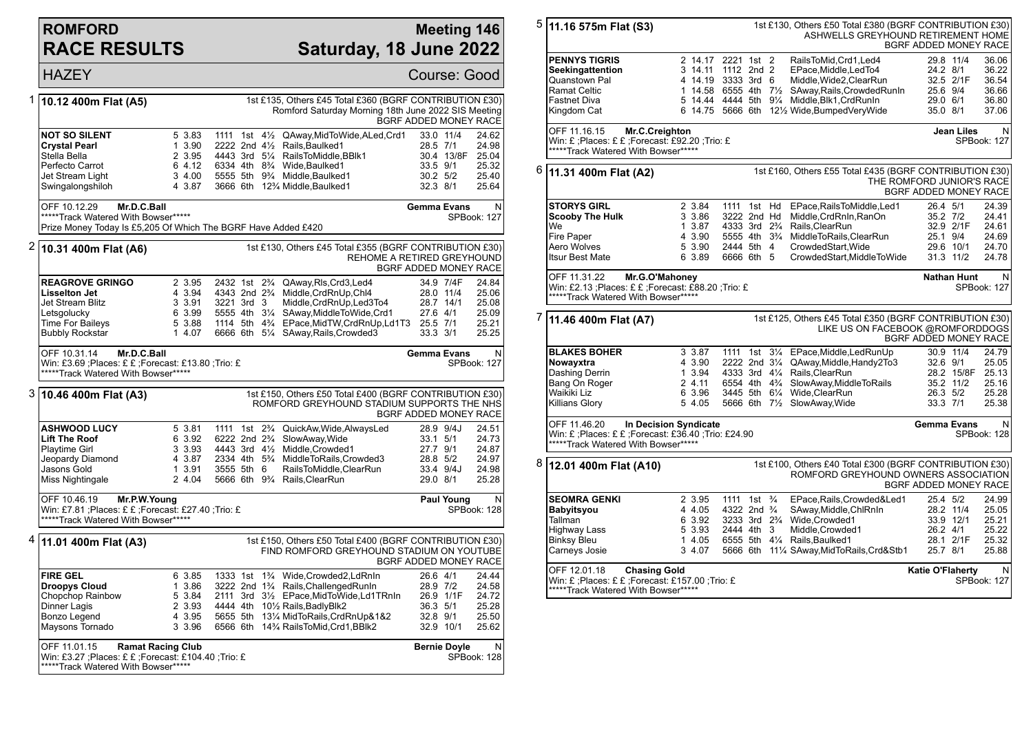# ROMFORD RACE RESULTS

## Meeting 146 Saturday, 18 June 2022

HAZEY — Course: Good

### 1 — 10.12 400m Flat (A5)

1st £135, Others £45 Total £360 (BGRF CONTRIBUTION £30)
Romford Saturday Morning 18th June 2022 SIS Meeting
BGRF ADDED MONEY RACE

| Greyhound | Trap | Sect | Bends | Pos | Dist | Remarks | Wt | SP | Time |
|---|---|---|---|---|---|---|---|---|---|
| **NOT SO SILENT** | 5 | 3.83 | 1111 | 1st | 4½ | QAway,MidToWide,ALed,Crd1 | 33.0 | 11/4 | 24.62 |
| **Crystal Pearl** | 1 | 3.90 | 2222 | 2nd | 4½ | Rails,Baulked1 | 28.5 | 7/1 | 24.98 |
| Stella Bella | 2 | 3.95 | 4443 | 3rd | 5¼ | RailsToMiddle,BBlk1 | 30.4 | 13/8F | 25.04 |
| Perfecto Carrot | 6 | 4.12 | 6334 | 4th | 8¾ | Wide,Baulked1 | 33.5 | 9/1 | 25.32 |
| Jet Stream Light | 3 | 4.00 | 5555 | 5th | 9¾ | Middle,Baulked1 | 30.2 | 5/2 | 25.40 |
| Swingalongshiloh | 4 | 3.87 | 3666 | 6th | 12¾ | Middle,Baulked1 | 32.3 | 8/1 | 25.64 |

OFF 10.12.29 **Mr.D.C.Ball** — **Gemma Evans** N
*****Track Watered With Bowser***** — SPBook: 127
Prize Money Today Is £5,205 Of Which The BGRF Have Added £420

### 2 — 10.31 400m Flat (A6)

1st £130, Others £45 Total £355 (BGRF CONTRIBUTION £30)
REHOME A RETIRED GREYHOUND
BGRF ADDED MONEY RACE

| Greyhound | Trap | Sect | Bends | Pos | Dist | Remarks | Wt | SP | Time |
|---|---|---|---|---|---|---|---|---|---|
| **REAGROVE GRINGO** | 2 | 3.95 | 2432 | 1st | 2¾ | QAway,Rls,Crd3,Led4 | 34.9 | 7/4F | 24.84 |
| **Lisselton Jet** | 4 | 3.94 | 4343 | 2nd | 2¾ | Middle,CrdRnUp,Chl4 | 28.0 | 11/4 | 25.06 |
| Jet Stream Blitz | 3 | 3.91 | 3221 | 3rd | 3 | Middle,CrdRnUp,Led3To4 | 28.7 | 14/1 | 25.08 |
| Letsgolucky | 6 | 3.99 | 5555 | 4th | 3¼ | SAway,MiddleToWide,Crd1 | 27.6 | 4/1 | 25.09 |
| Time For Baileys | 5 | 3.88 | 1114 | 5th | 4¾ | EPace,MidTW,CrdRnUp,Ld1T3 | 25.5 | 7/1 | 25.21 |
| Bubbly Rockstar | 1 | 4.07 | 6666 | 6th | 5¼ | SAway,Rails,Crowded3 | 33.3 | 3/1 | 25.25 |

OFF 10.31.14 **Mr.D.C.Ball** — **Gemma Evans** N
Win: £3.69 ;Places: £ £ ;Forecast: £13.80 ;Trio: £ — SPBook: 127
*****Track Watered With Bowser*****

### 3 — 10.46 400m Flat (A3)

1st £150, Others £50 Total £400 (BGRF CONTRIBUTION £30)
ROMFORD GREYHOUND STADIUM SUPPORTS THE NHS
BGRF ADDED MONEY RACE

| Greyhound | Trap | Sect | Bends | Pos | Dist | Remarks | Wt | SP | Time |
|---|---|---|---|---|---|---|---|---|---|
| **ASHWOOD LUCY** | 5 | 3.81 | 1111 | 1st | 2¾ | QuickAw,Wide,AlwaysLed | 28.9 | 9/4J | 24.51 |
| **Lift The Roof** | 6 | 3.92 | 6222 | 2nd | 2¾ | SlowAway,Wide | 33.1 | 5/1 | 24.73 |
| Playtime Girl | 3 | 3.93 | 4443 | 3rd | 4½ | Middle,Crowded1 | 27.7 | 9/1 | 24.87 |
| Jeopardy Diamond | 4 | 3.87 | 2334 | 4th | 5¾ | MiddleToRails,Crowded3 | 28.8 | 5/2 | 24.97 |
| Jasons Gold | 1 | 3.91 | 3555 | 5th | 6 | RailsToMiddle,ClearRun | 33.4 | 9/4J | 24.98 |
| Miss Nightingale | 2 | 4.04 | 5666 | 6th | 9¾ | Rails,ClearRun | 29.0 | 8/1 | 25.28 |

OFF 10.46.19 **Mr.P.W.Young** — **Paul Young** N
Win: £7.81 ;Places: £ £ ;Forecast: £27.40 ;Trio: £ — SPBook: 128
*****Track Watered With Bowser*****

### 4 — 11.01 400m Flat (A3)

1st £150, Others £50 Total £400 (BGRF CONTRIBUTION £30)
FIND ROMFORD GREYHOUND STADIUM ON YOUTUBE
BGRF ADDED MONEY RACE

| Greyhound | Trap | Sect | Bends | Pos | Dist | Remarks | Wt | SP | Time |
|---|---|---|---|---|---|---|---|---|---|
| **FIRE GEL** | 6 | 3.85 | 1333 | 1st | 1¾ | Wide,Crowded2,LdRnIn | 26.6 | 4/1 | 24.44 |
| **Droopys Cloud** | 1 | 3.86 | 3222 | 2nd | 1¾ | Rails,ChallengedRunIn | 28.9 | 7/2 | 24.58 |
| Chopchop Rainbow | 5 | 3.84 | 2111 | 3rd | 3½ | EPace,MidToWide,Ld1TRnIn | 26.9 | 1/1F | 24.72 |
| Dinner Lagis | 2 | 3.93 | 4444 | 4th | 10½ | Rails,BadlyBlk2 | 36.3 | 5/1 | 25.28 |
| Bonzo Legend | 4 | 3.95 | 5655 | 5th | 13¼ | MidToRails,CrdRnUp&1&2 | 32.8 | 9/1 | 25.50 |
| Maysons Tornado | 3 | 3.96 | 6566 | 6th | 14¾ | RailsToMid,Crd1,BBlk2 | 32.9 | 10/1 | 25.62 |

OFF 11.01.15 **Ramat Racing Club** — **Bernie Doyle** N
Win: £3.27 ;Places: £ £ ;Forecast: £104.40 ;Trio: £ — SPBook: 128
*****Track Watered With Bowser*****

### 5 — 11.16 575m Flat (S3)

1st £130, Others £50 Total £380 (BGRF CONTRIBUTION £30)
ASHWELLS GREYHOUND RETIREMENT HOME
BGRF ADDED MONEY RACE

| Greyhound | Trap | Sect | Bends | Pos | Dist | Remarks | Wt | SP | Time |
|---|---|---|---|---|---|---|---|---|---|
| **PENNYS TIGRIS** | 2 | 14.17 | 2221 | 1st | 2 | RailsToMid,Crd1,Led4 | 29.8 | 11/4 | 36.06 |
| **Seekingattention** | 3 | 14.11 | 1112 | 2nd | 2 | EPace,Middle,LedTo4 | 24.2 | 8/1 | 36.22 |
| Quanstown Pal | 4 | 14.19 | 3333 | 3rd | 6 | Middle,Wide2,ClearRun | 32.5 | 2/1F | 36.54 |
| Ramat Celtic | 1 | 14.58 | 6555 | 4th | 7½ | SAway,Rails,CrowdedRunIn | 25.6 | 9/4 | 36.66 |
| Fastnet Diva | 5 | 14.44 | 4444 | 5th | 9¼ | Middle,Blk1,CrdRunIn | 29.0 | 6/1 | 36.80 |
| Kingdom Cat | 6 | 14.75 | 5666 | 6th | 12½ | Wide,BumpedVeryWide | 35.0 | 8/1 | 37.06 |

OFF 11.16.15 **Mr.C.Creighton** — **Jean Liles** N
Win: £ ;Places: £ £ ;Forecast: £92.20 ;Trio: £ — SPBook: 127
*****Track Watered With Bowser*****

### 6 — 11.31 400m Flat (A2)

1st £160, Others £55 Total £435 (BGRF CONTRIBUTION £30)
THE ROMFORD JUNIOR'S RACE
BGRF ADDED MONEY RACE

| Greyhound | Trap | Sect | Bends | Pos | Dist | Remarks | Wt | SP | Time |
|---|---|---|---|---|---|---|---|---|---|
| **STORYS GIRL** | 2 | 3.84 | 1111 | 1st | Hd | EPace,RailsToMiddle,Led1 | 26.4 | 5/1 | 24.39 |
| **Scooby The Hulk** | 3 | 3.86 | 3222 | 2nd | Hd | Middle,CrdRnIn,RanOn | 35.2 | 7/2 | 24.41 |
| We | 1 | 3.87 | 4333 | 3rd | 2¾ | Rails,ClearRun | 32.9 | 2/1F | 24.61 |
| Fire Paper | 4 | 3.90 | 5555 | 4th | 3¾ | MiddleToRails,ClearRun | 25.1 | 9/4 | 24.69 |
| Aero Wolves | 5 | 3.90 | 2444 | 5th | 4 | CrowdedStart,Wide | 29.6 | 10/1 | 24.70 |
| Itsur Best Mate | 6 | 3.89 | 6666 | 6th | 5 | CrowdedStart,MiddleToWide | 31.3 | 11/2 | 24.78 |

OFF 11.31.22 **Mr.G.O'Mahoney** — **Nathan Hunt** N
Win: £2.13 ;Places: £ £ ;Forecast: £88.20 ;Trio: £ — SPBook: 127
*****Track Watered With Bowser*****

### 7 — 11.46 400m Flat (A7)

1st £125, Others £45 Total £350 (BGRF CONTRIBUTION £30)
LIKE US ON FACEBOOK @ROMFORDDOGS
BGRF ADDED MONEY RACE

| Greyhound | Trap | Sect | Bends | Pos | Dist | Remarks | Wt | SP | Time |
|---|---|---|---|---|---|---|---|---|---|
| **BLAKES BOHER** | 3 | 3.87 | 1111 | 1st | 3¼ | EPace,Middle,LedRunUp | 30.9 | 11/4 | 24.79 |
| **Nowayxtra** | 4 | 3.90 | 2222 | 2nd | 3¼ | QAway,Middle,Handy2To3 | 32.6 | 9/1 | 25.05 |
| Dashing Derrin | 1 | 3.94 | 4333 | 3rd | 4¼ | Rails,ClearRun | 28.2 | 15/8F | 25.13 |
| Bang On Roger | 2 | 4.11 | 6554 | 4th | 4¾ | SlowAway,MiddleToRails | 35.2 | 11/2 | 25.16 |
| Waikiki Liz | 6 | 3.96 | 3445 | 5th | 6¼ | Wide,ClearRun | 26.3 | 5/2 | 25.28 |
| Killians Glory | 5 | 4.05 | 5666 | 6th | 7½ | SlowAway,Wide | 33.3 | 7/1 | 25.38 |

OFF 11.46.20 **In Decision Syndicate** — **Gemma Evans** N
Win: £ ;Places: £ £ ;Forecast: £36.40 ;Trio: £24.90 — SPBook: 128
*****Track Watered With Bowser*****

### 8 — 12.01 400m Flat (A10)

1st £100, Others £40 Total £300 (BGRF CONTRIBUTION £30)
ROMFORD GREYHOUND OWNERS ASSOCIATION
BGRF ADDED MONEY RACE

| Greyhound | Trap | Sect | Bends | Pos | Dist | Remarks | Wt | SP | Time |
|---|---|---|---|---|---|---|---|---|---|
| **SEOMRA GENKI** | 2 | 3.95 | 1111 | 1st | ¾ | EPace,Rails,Crowded&Led1 | 25.4 | 5/2 | 24.99 |
| **Babyitsyou** | 4 | 4.05 | 4322 | 2nd | ¾ | SAway,Middle,ChlRnIn | 28.2 | 11/4 | 25.05 |
| Tallman | 6 | 3.92 | 3233 | 3rd | 2¾ | Wide,Crowded1 | 33.9 | 12/1 | 25.21 |
| Highway Lass | 5 | 3.93 | 2444 | 4th | 3 | Middle,Crowded1 | 26.2 | 4/1 | 25.22 |
| Binksy Bleu | 1 | 4.05 | 6555 | 5th | 4¼ | Rails,Baulked1 | 28.1 | 2/1F | 25.32 |
| Carneys Josie | 3 | 4.07 | 5666 | 6th | 11¼ | SAway,MidToRails,Crd&Stb1 | 25.7 | 8/1 | 25.88 |

OFF 12.01.18 **Chasing Gold** — **Katie O'Flaherty** N
Win: £ ;Places: £ £ ;Forecast: £157.00 ;Trio: £ — SPBook: 127
*****Track Watered With Bowser*****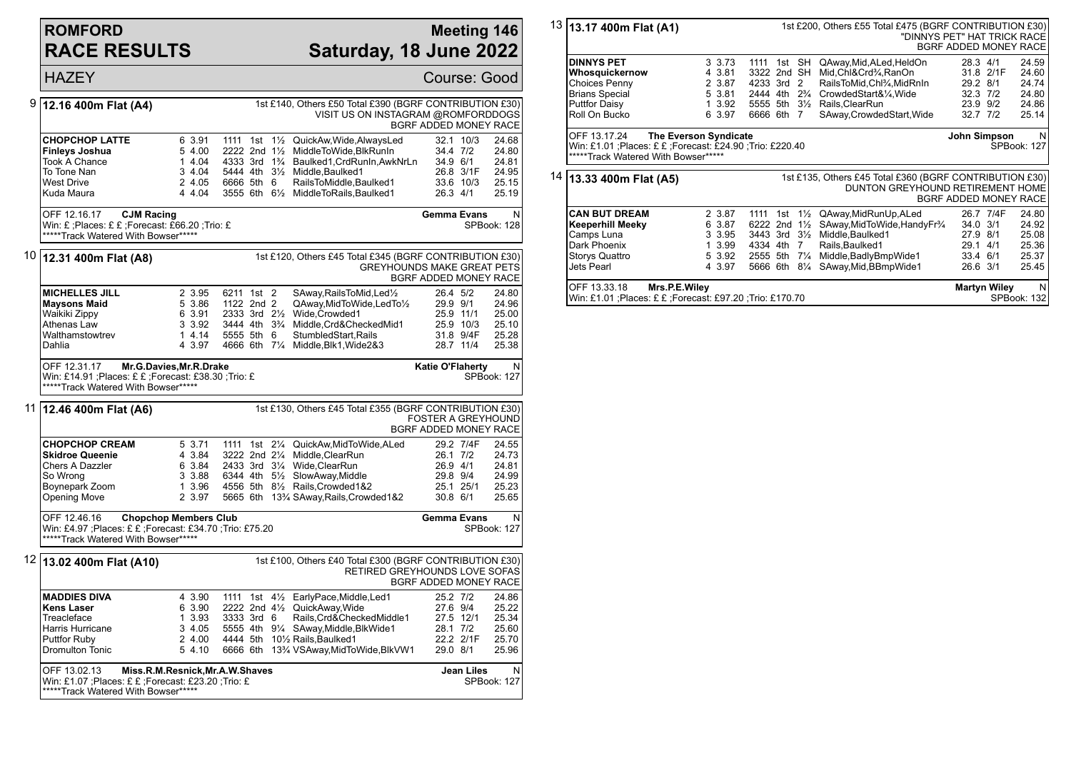# ROMFORD RACE RESULTS

## Meeting 146 Saturday, 18 June 2022

HAZEY — Course: Good

### 9 12.16 400m Flat (A4)

1st £140, Others £50 Total £390 (BGRF CONTRIBUTION £30) VISIT US ON INSTAGRAM @ROMFORDDOGS BGRF ADDED MONEY RACE

| | | | | | | | | | | |
|---|---|---|---|---|---|---|---|---|---|---|
| **CHOPCHOP LATTE** | 6 | 3.91 | 1111 | 1st | 1½ | QuickAw,Wide,AlwaysLed | 32.1 | 10/3 | 24.68 |
| **Finleys Joshua** | 5 | 4.00 | 2222 | 2nd | 1½ | MiddleToWide,BlkRunIn | 34.4 | 7/2 | 24.80 |
| Took A Chance | 1 | 4.04 | 4333 | 3rd | 1¾ | Baulked1,CrdRunIn,AwkNrLn | 34.9 | 6/1 | 24.81 |
| To Tone Nan | 3 | 4.04 | 5444 | 4th | 3½ | Middle,Baulked1 | 26.8 | 3/1F | 24.95 |
| West Drive | 2 | 4.05 | 6666 | 5th | 6 | RailsToMiddle,Baulked1 | 33.6 | 10/3 | 25.15 |
| Kuda Maura | 4 | 4.04 | 3555 | 6th | 6½ | MiddleToRails,Baulked1 | 26.3 | 4/1 | 25.19 |

OFF 12.16.17 **CJM Racing** — **Gemma Evans** N
Win: £ ;Places: £ £ ;Forecast: £66.20 ;Trio: £ — SPBook: 128
*****Track Watered With Bowser*****

### 10 12.31 400m Flat (A8)

1st £120, Others £45 Total £345 (BGRF CONTRIBUTION £30) GREYHOUNDS MAKE GREAT PETS BGRF ADDED MONEY RACE

| | | | | | | | | | |
|---|---|---|---|---|---|---|---|---|---|
| **MICHELLES JILL** | 2 | 3.95 | 6211 | 1st | 2 | SAway,RailsToMid,Led½ | 26.4 | 5/2 | 24.80 |
| **Maysons Maid** | 5 | 3.86 | 1122 | 2nd | 2 | QAway,MidToWide,LedTo½ | 29.9 | 9/1 | 24.96 |
| Waikiki Zippy | 6 | 3.91 | 2333 | 3rd | 2½ | Wide,Crowded1 | 25.9 | 11/1 | 25.00 |
| Athenas Law | 3 | 3.92 | 3444 | 4th | 3¾ | Middle,Crd&CheckedMid1 | 25.9 | 10/3 | 25.10 |
| Walthamstowtrev | 1 | 4.14 | 5555 | 5th | 6 | StumbledStart,Rails | 31.8 | 9/4F | 25.28 |
| Dahlia | 4 | 3.97 | 4666 | 6th | 7¼ | Middle,Blk1,Wide2&3 | 28.7 | 11/4 | 25.38 |

OFF 12.31.17 **Mr.G.Davies,Mr.R.Drake** — **Katie O'Flaherty** N
Win: £14.91 ;Places: £ £ ;Forecast: £38.30 ;Trio: £ — SPBook: 127
*****Track Watered With Bowser*****

### 11 12.46 400m Flat (A6)

1st £130, Others £45 Total £355 (BGRF CONTRIBUTION £30) FOSTER A GREYHOUND BGRF ADDED MONEY RACE

| | | | | | | | | | |
|---|---|---|---|---|---|---|---|---|---|
| **CHOPCHOP CREAM** | 5 | 3.71 | 1111 | 1st | 2¼ | QuickAw,MidToWide,ALed | 29.2 | 7/4F | 24.55 |
| **Skidroe Queenie** | 4 | 3.84 | 3222 | 2nd | 2¼ | Middle,ClearRun | 26.1 | 7/2 | 24.73 |
| Chers A Dazzler | 6 | 3.84 | 2433 | 3rd | 3¼ | Wide,ClearRun | 26.9 | 4/1 | 24.81 |
| So Wrong | 3 | 3.88 | 6344 | 4th | 5½ | SlowAway,Middle | 29.8 | 9/4 | 24.99 |
| Boynepark Zoom | 1 | 3.96 | 4556 | 5th | 8½ | Rails,Crowded1&2 | 25.1 | 25/1 | 25.23 |
| Opening Move | 2 | 3.97 | 5665 | 6th | 13¾ | SAway,Rails,Crowded1&2 | 30.8 | 6/1 | 25.65 |

OFF 12.46.16 **Chopchop Members Club** — **Gemma Evans** N
Win: £4.97 ;Places: £ £ ;Forecast: £34.70 ;Trio: £75.20 — SPBook: 127
*****Track Watered With Bowser*****

### 12 13.02 400m Flat (A10)

1st £100, Others £40 Total £300 (BGRF CONTRIBUTION £30) RETIRED GREYHOUNDS LOVE SOFAS BGRF ADDED MONEY RACE

| | | | | | | | | | |
|---|---|---|---|---|---|---|---|---|---|
| **MADDIES DIVA** | 4 | 3.90 | 1111 | 1st | 4½ | EarlyPace,Middle,Led1 | 25.2 | 7/2 | 24.86 |
| **Kens Laser** | 6 | 3.90 | 2222 | 2nd | 4½ | QuickAway,Wide | 27.6 | 9/4 | 25.22 |
| Treacleface | 1 | 3.93 | 3333 | 3rd | 6 | Rails,Crd&CheckedMiddle1 | 27.5 | 12/1 | 25.34 |
| Harris Hurricane | 3 | 4.05 | 5555 | 4th | 9¼ | SAway,Middle,BlkWide1 | 28.1 | 7/2 | 25.60 |
| Puttfor Ruby | 2 | 4.00 | 4444 | 5th | 10½ | Rails,Baulked1 | 22.2 | 2/1F | 25.70 |
| Dromulton Tonic | 5 | 4.10 | 6666 | 6th | 13¾ | VSAway,MidToWide,BlkVW1 | 29.0 | 8/1 | 25.96 |

OFF 13.02.13 **Miss.R.M.Resnick,Mr.A.W.Shaves** — **Jean Liles** N
Win: £1.07 ;Places: £ £ ;Forecast: £23.20 ;Trio: £ — SPBook: 127
*****Track Watered With Bowser*****

### 13 13.17 400m Flat (A1)

1st £200, Others £55 Total £475 (BGRF CONTRIBUTION £30) "DINNYS PET" HAT TRICK RACE BGRF ADDED MONEY RACE

| | | | | | | | | | |
|---|---|---|---|---|---|---|---|---|---|
| **DINNYS PET** | 3 | 3.73 | 1111 | 1st | SH | QAway,Mid,ALed,HeldOn | 28.3 | 4/1 | 24.59 |
| **Whosquickernow** | 4 | 3.81 | 3322 | 2nd | SH | Mid,Chl&Crd¾,RanOn | 31.8 | 2/1F | 24.60 |
| Choices Penny | 2 | 3.87 | 4233 | 3rd | 2 | RailsToMid,Chl¾,MidRnIn | 29.2 | 8/1 | 24.74 |
| Brians Special | 5 | 3.81 | 2444 | 4th | 2¾ | CrowdedStart&¼,Wide | 32.3 | 7/2 | 24.80 |
| Puttfor Daisy | 1 | 3.92 | 5555 | 5th | 3½ | Rails,ClearRun | 23.9 | 9/2 | 24.86 |
| Roll On Bucko | 6 | 3.97 | 6666 | 6th | 7 | SAway,CrowdedStart,Wide | 32.7 | 7/2 | 25.14 |

OFF 13.17.24 **The Everson Syndicate** — **John Simpson** N
Win: £1.01 ;Places: £ £ ;Forecast: £24.90 ;Trio: £220.40 — SPBook: 127
*****Track Watered With Bowser*****

### 14 13.33 400m Flat (A5)

1st £135, Others £45 Total £360 (BGRF CONTRIBUTION £30) DUNTON GREYHOUND RETIREMENT HOME BGRF ADDED MONEY RACE

| | | | | | | | | | |
|---|---|---|---|---|---|---|---|---|---|
| **CAN BUT DREAM** | 2 | 3.87 | 1111 | 1st | 1½ | QAway,MidRunUp,ALed | 26.7 | 7/4F | 24.80 |
| **Keeperhill Meeky** | 6 | 3.87 | 6222 | 2nd | 1½ | SAway,MidToWide,HandyFr¾ | 34.0 | 3/1 | 24.92 |
| Camps Luna | 3 | 3.95 | 3443 | 3rd | 3½ | Middle,Baulked1 | 27.9 | 8/1 | 25.08 |
| Dark Phoenix | 1 | 3.99 | 4334 | 4th | 7 | Rails,Baulked1 | 29.1 | 4/1 | 25.36 |
| Storys Quattro | 5 | 3.92 | 2555 | 5th | 7¼ | Middle,BadlyBmpWide1 | 33.4 | 6/1 | 25.37 |
| Jets Pearl | 4 | 3.97 | 5666 | 6th | 8¼ | SAway,Mid,BBmpWide1 | 26.6 | 3/1 | 25.45 |

OFF 13.33.18 **Mrs.P.E.Wiley** — **Martyn Wiley** N
Win: £1.01 ;Places: £ £ ;Forecast: £97.20 ;Trio: £170.70 — SPBook: 132